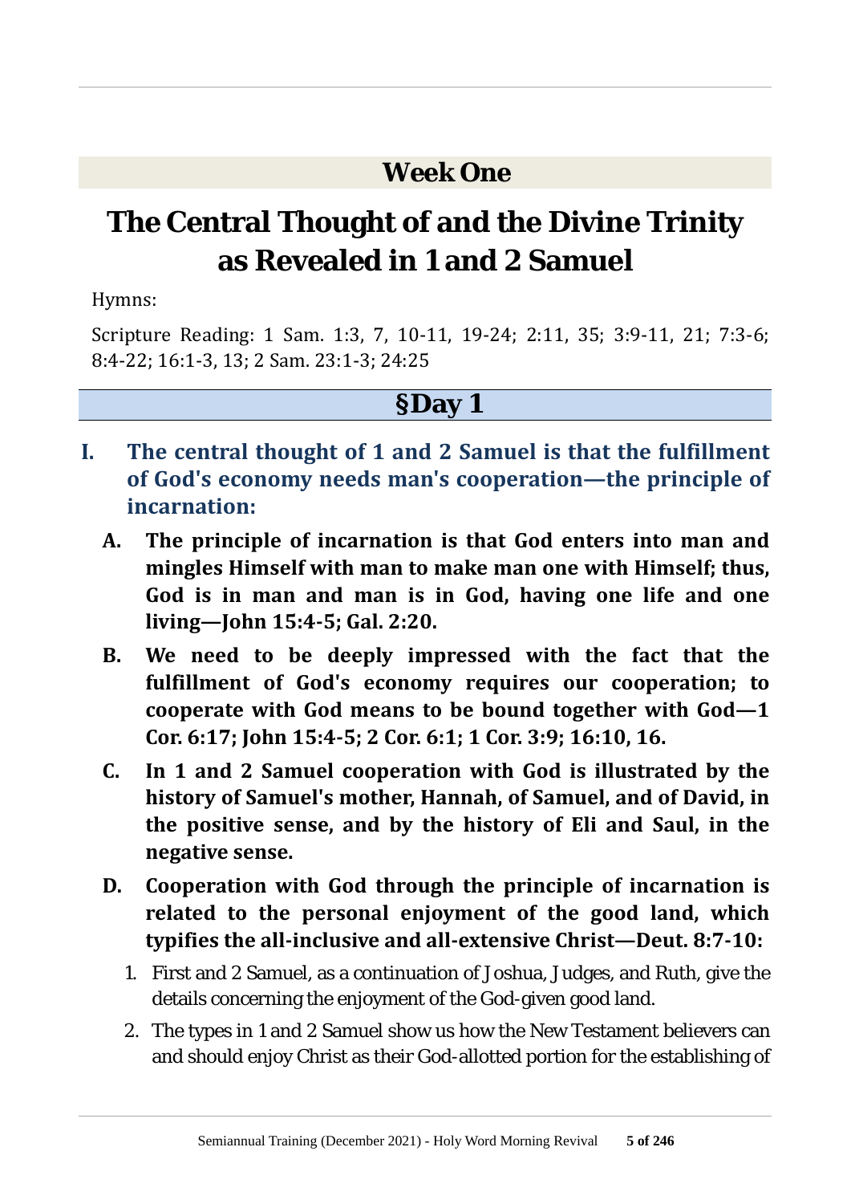## Week One

# The Central Thought of and the Divine Trinity as Revealed in 1 and 2 Samuel

Hymns:

Scripture Reading: 1 Sam. 1:3, 7, 10-11, 19-24; 2:11, 35; 3:9-11, 21; 7:3-6; 8:4-22; 16:1-3, 13; 2 Sam. 23:1-3; 24:25

## §Day 1

### I. The central thought of 1 and 2 Samuel is that the fulfillment of God's economy needs man's cooperation—the principle of incarnation:

**A. The principle of incarnation is that God enters into man and mingles Himself with man to make man one with Himself; thus, God is in man and man is in God, having one life and one living—John 15:4-5; Gal. 2:20.**

**B. We need to be deeply impressed with the fact that the fulfillment of God's economy requires our cooperation; to cooperate with God means to be bound together with God—1 Cor. 6:17; John 15:4-5; 2 Cor. 6:1; 1 Cor. 3:9; 16:10, 16.**

**C. In 1 and 2 Samuel cooperation with God is illustrated by the history of Samuel's mother, Hannah, of Samuel, and of David, in the positive sense, and by the history of Eli and Saul, in the negative sense.**

**D. Cooperation with God through the principle of incarnation is related to the personal enjoyment of the good land, which typifies the all-inclusive and all-extensive Christ—Deut. 8:7-10:**

1. First and 2 Samuel, as a continuation of Joshua, Judges, and Ruth, give the details concerning the enjoyment of the God-given good land.
2. The types in 1 and 2 Samuel show us how the New Testament believers can and should enjoy Christ as their God-allotted portion for the establishing of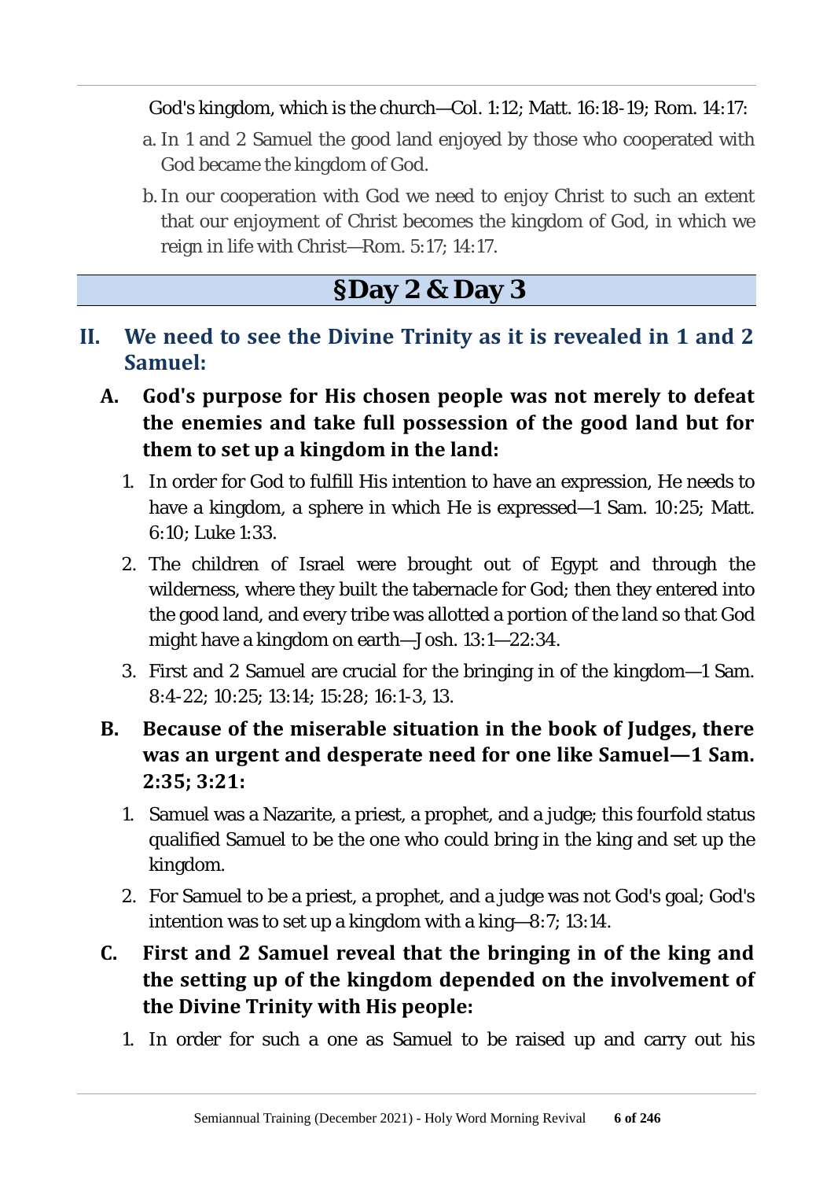God's kingdom, which is the church—Col. 1:12; Matt. 16:18-19; Rom. 14:17:

a. In 1 and 2 Samuel the good land enjoyed by those who cooperated with God became the kingdom of God.

b. In our cooperation with God we need to enjoy Christ to such an extent that our enjoyment of Christ becomes the kingdom of God, in which we reign in life with Christ—Rom. 5:17; 14:17.

## §Day 2 & Day 3

### II. We need to see the Divine Trinity as it is revealed in 1 and 2 Samuel:

#### A. God's purpose for His chosen people was not merely to defeat the enemies and take full possession of the good land but for them to set up a kingdom in the land:

1. In order for God to fulfill His intention to have an expression, He needs to have a kingdom, a sphere in which He is expressed—1 Sam. 10:25; Matt. 6:10; Luke 1:33.
2. The children of Israel were brought out of Egypt and through the wilderness, where they built the tabernacle for God; then they entered into the good land, and every tribe was allotted a portion of the land so that God might have a kingdom on earth—Josh. 13:1—22:34.
3. First and 2 Samuel are crucial for the bringing in of the kingdom—1 Sam. 8:4-22; 10:25; 13:14; 15:28; 16:1-3, 13.

#### B. Because of the miserable situation in the book of Judges, there was an urgent and desperate need for one like Samuel—1 Sam. 2:35; 3:21:

1. Samuel was a Nazarite, a priest, a prophet, and a judge; this fourfold status qualified Samuel to be the one who could bring in the king and set up the kingdom.
2. For Samuel to be a priest, a prophet, and a judge was not God's goal; God's intention was to set up a kingdom with a king—8:7; 13:14.

#### C. First and 2 Samuel reveal that the bringing in of the king and the setting up of the kingdom depended on the involvement of the Divine Trinity with His people:

1. In order for such a one as Samuel to be raised up and carry out his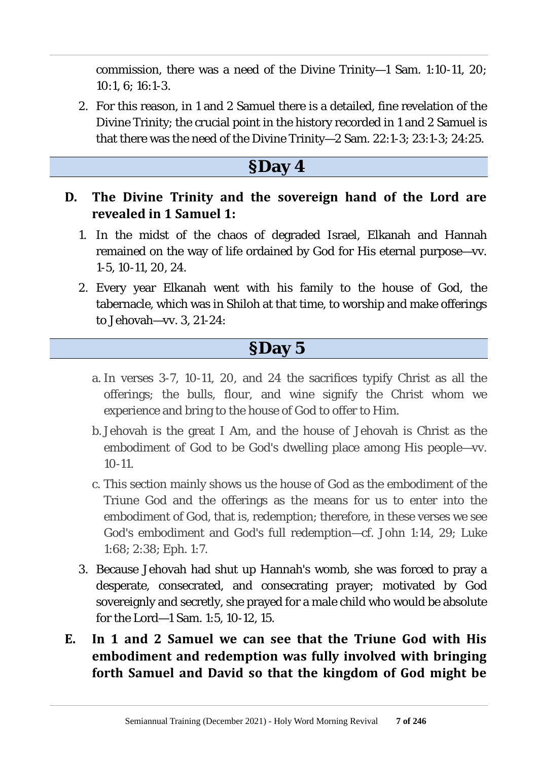commission, there was a need of the Divine Trinity—1 Sam. 1:10-11, 20; 10:1, 6; 16:1-3.

2. For this reason, in 1 and 2 Samuel there is a detailed, fine revelation of the Divine Trinity; the crucial point in the history recorded in 1 and 2 Samuel is that there was the need of the Divine Trinity—2 Sam. 22:1-3; 23:1-3; 24:25.

## §Day 4

**D. The Divine Trinity and the sovereign hand of the Lord are revealed in 1 Samuel 1:**

1. In the midst of the chaos of degraded Israel, Elkanah and Hannah remained on the way of life ordained by God for His eternal purpose—vv. 1-5, 10-11, 20, 24.
2. Every year Elkanah went with his family to the house of God, the tabernacle, which was in Shiloh at that time, to worship and make offerings to Jehovah—vv. 3, 21-24:

## §Day 5

a. In verses 3-7, 10-11, 20, and 24 the sacrifices typify Christ as all the offerings; the bulls, flour, and wine signify the Christ whom we experience and bring to the house of God to offer to Him.

b. Jehovah is the great I Am, and the house of Jehovah is Christ as the embodiment of God to be God's dwelling place among His people—vv. 10-11.

c. This section mainly shows us the house of God as the embodiment of the Triune God and the offerings as the means for us to enter into the embodiment of God, that is, redemption; therefore, in these verses we see God's embodiment and God's full redemption—cf. John 1:14, 29; Luke 1:68; 2:38; Eph. 1:7.

3. Because Jehovah had shut up Hannah's womb, she was forced to pray a desperate, consecrated, and consecrating prayer; motivated by God sovereignly and secretly, she prayed for a male child who would be absolute for the Lord—1 Sam. 1:5, 10-12, 15.

**E. In 1 and 2 Samuel we can see that the Triune God with His embodiment and redemption was fully involved with bringing forth Samuel and David so that the kingdom of God might be**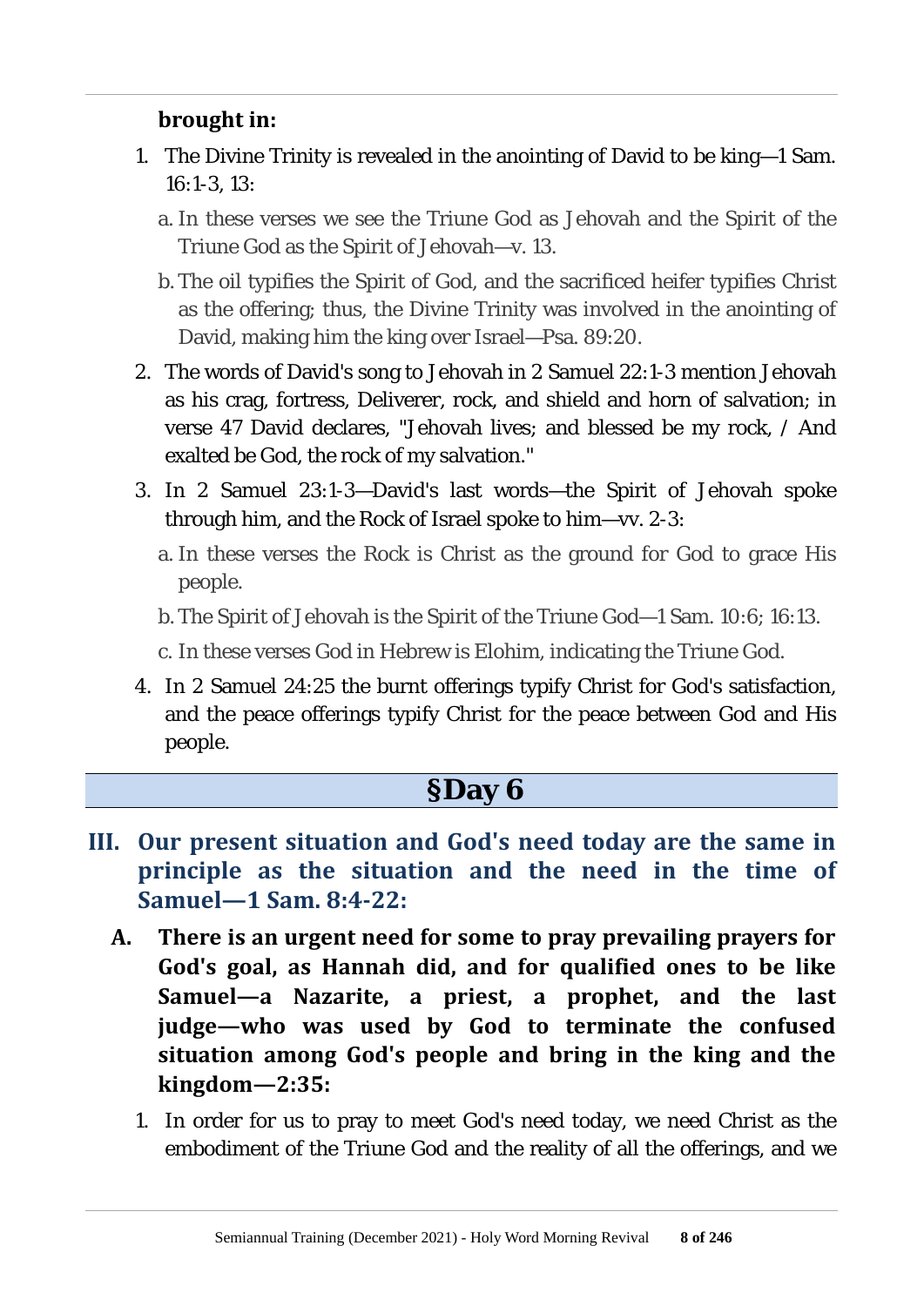**brought in:**

1. The Divine Trinity is revealed in the anointing of David to be king—1 Sam. 16:1-3, 13:
   a. In these verses we see the Triune God as Jehovah and the Spirit of the Triune God as the Spirit of Jehovah—v. 13.
   b. The oil typifies the Spirit of God, and the sacrificed heifer typifies Christ as the offering; thus, the Divine Trinity was involved in the anointing of David, making him the king over Israel—Psa. 89:20.
2. The words of David's song to Jehovah in 2 Samuel 22:1-3 mention Jehovah as his crag, fortress, Deliverer, rock, and shield and horn of salvation; in verse 47 David declares, "Jehovah lives; and blessed be my rock, / And exalted be God, the rock of my salvation."
3. In 2 Samuel 23:1-3—David's last words—the Spirit of Jehovah spoke through him, and the Rock of Israel spoke to him—vv. 2-3:
   a. In these verses the Rock is Christ as the ground for God to grace His people.
   b. The Spirit of Jehovah is the Spirit of the Triune God—1 Sam. 10:6; 16:13.
   c. In these verses God in Hebrew is Elohim, indicating the Triune God.
4. In 2 Samuel 24:25 the burnt offerings typify Christ for God's satisfaction, and the peace offerings typify Christ for the peace between God and His people.

## §Day 6

## III. Our present situation and God's need today are the same in principle as the situation and the need in the time of Samuel—1 Sam. 8:4-22:

### A. There is an urgent need for some to pray prevailing prayers for God's goal, as Hannah did, and for qualified ones to be like Samuel—a Nazarite, a priest, a prophet, and the last judge—who was used by God to terminate the confused situation among God's people and bring in the king and the kingdom—2:35:

1. In order for us to pray to meet God's need today, we need Christ as the embodiment of the Triune God and the reality of all the offerings, and we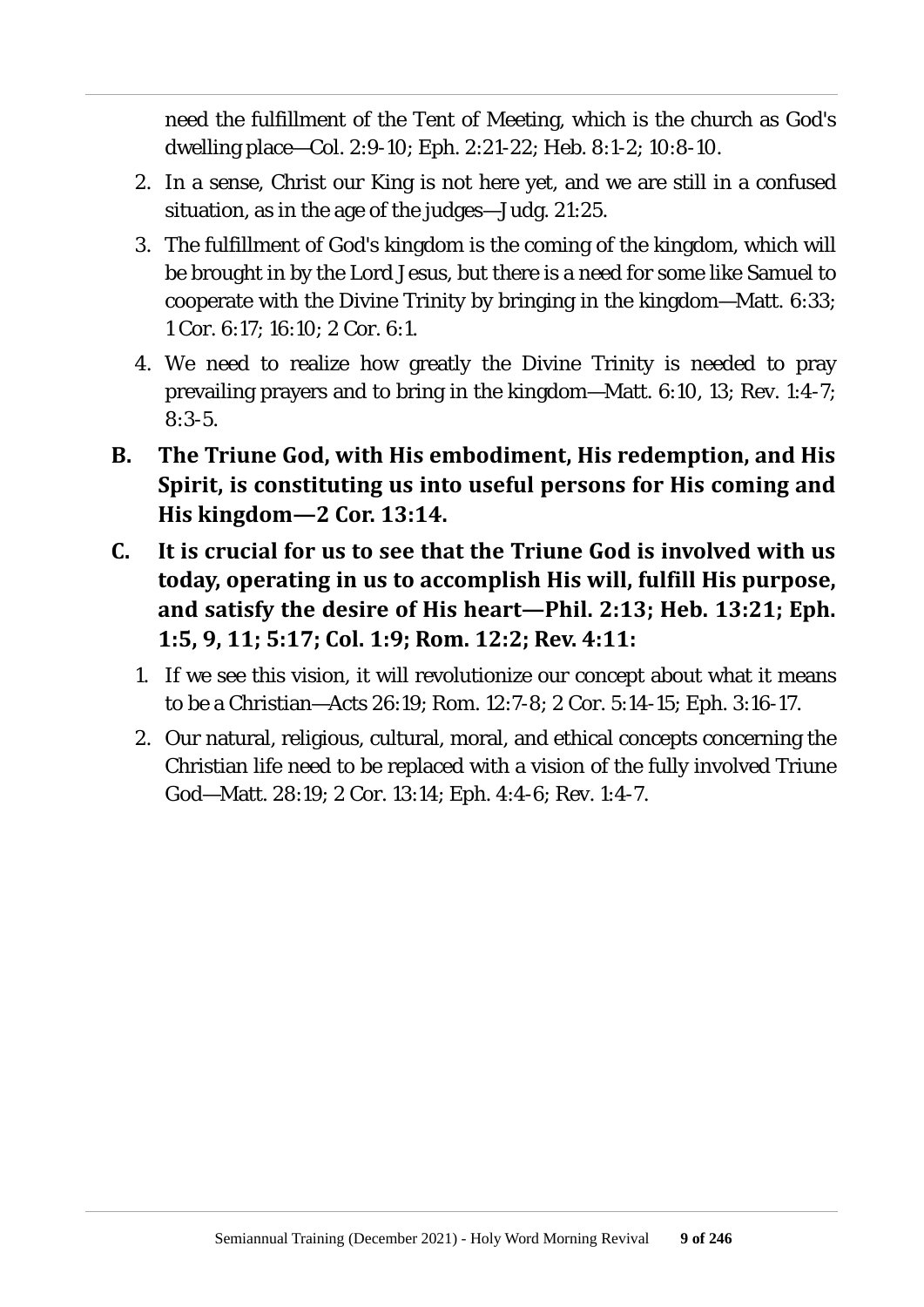need the fulfillment of the Tent of Meeting, which is the church as God's dwelling place—Col. 2:9-10; Eph. 2:21-22; Heb. 8:1-2; 10:8-10.

2. In a sense, Christ our King is not here yet, and we are still in a confused situation, as in the age of the judges—Judg. 21:25.
3. The fulfillment of God's kingdom is the coming of the kingdom, which will be brought in by the Lord Jesus, but there is a need for some like Samuel to cooperate with the Divine Trinity by bringing in the kingdom—Matt. 6:33; 1 Cor. 6:17; 16:10; 2 Cor. 6:1.
4. We need to realize how greatly the Divine Trinity is needed to pray prevailing prayers and to bring in the kingdom—Matt. 6:10, 13; Rev. 1:4-7; 8:3-5.

**B. The Triune God, with His embodiment, His redemption, and His Spirit, is constituting us into useful persons for His coming and His kingdom—2 Cor. 13:14.**

**C. It is crucial for us to see that the Triune God is involved with us today, operating in us to accomplish His will, fulfill His purpose, and satisfy the desire of His heart—Phil. 2:13; Heb. 13:21; Eph. 1:5, 9, 11; 5:17; Col. 1:9; Rom. 12:2; Rev. 4:11:**

1. If we see this vision, it will revolutionize our concept about what it means to be a Christian—Acts 26:19; Rom. 12:7-8; 2 Cor. 5:14-15; Eph. 3:16-17.
2. Our natural, religious, cultural, moral, and ethical concepts concerning the Christian life need to be replaced with a vision of the fully involved Triune God—Matt. 28:19; 2 Cor. 13:14; Eph. 4:4-6; Rev. 1:4-7.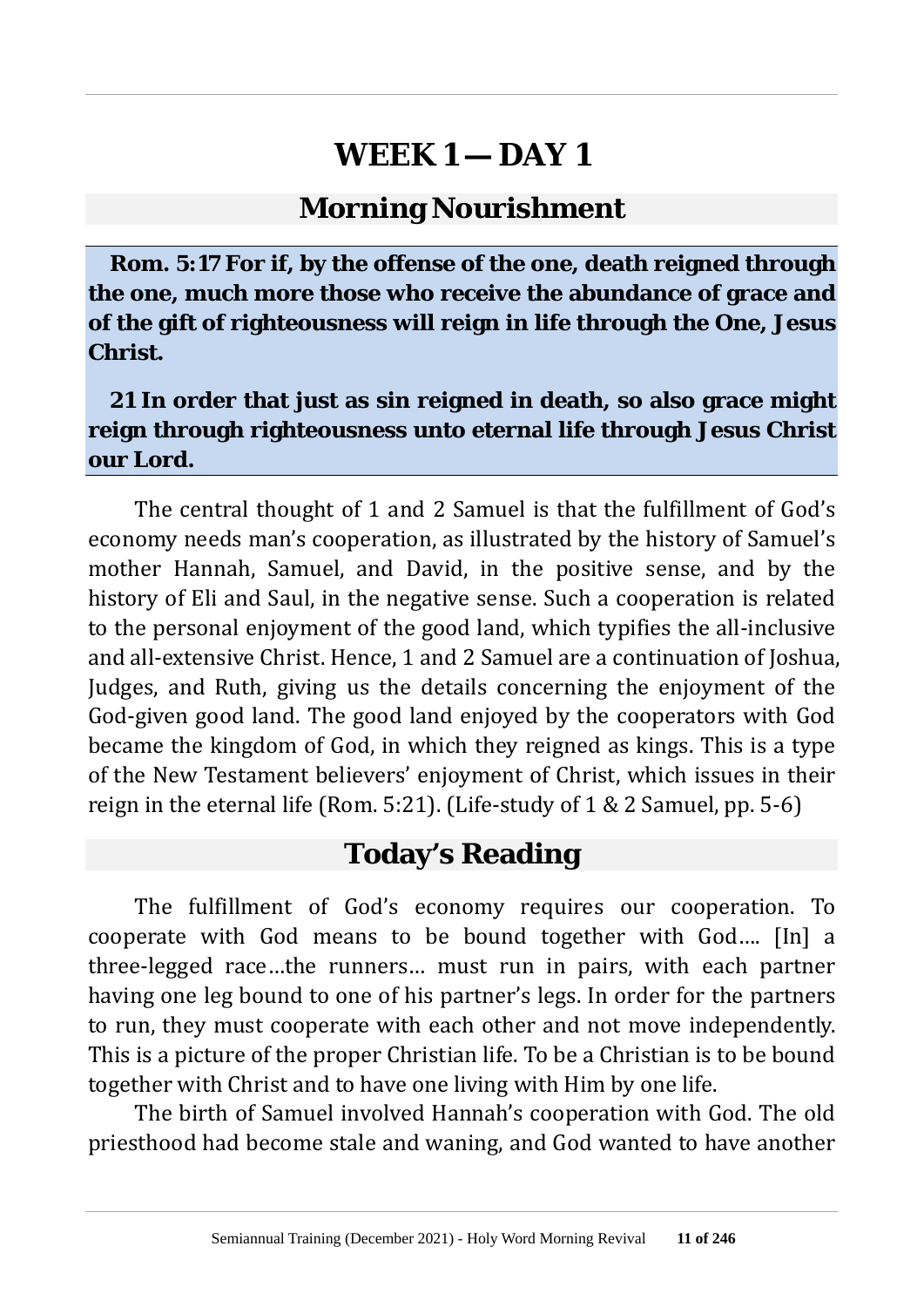# WEEK 1 — DAY 1

## Morning Nourishment

**Rom. 5:17 For if, by the offense of the one, death reigned through the one, much more those who receive the abundance of grace and of the gift of righteousness will reign in life through the One, Jesus Christ.**

**21 In order that just as sin reigned in death, so also grace might reign through righteousness unto eternal life through Jesus Christ our Lord.**

The central thought of 1 and 2 Samuel is that the fulfillment of God's economy needs man's cooperation, as illustrated by the history of Samuel's mother Hannah, Samuel, and David, in the positive sense, and by the history of Eli and Saul, in the negative sense. Such a cooperation is related to the personal enjoyment of the good land, which typifies the all-inclusive and all-extensive Christ. Hence, 1 and 2 Samuel are a continuation of Joshua, Judges, and Ruth, giving us the details concerning the enjoyment of the God-given good land. The good land enjoyed by the cooperators with God became the kingdom of God, in which they reigned as kings. This is a type of the New Testament believers' enjoyment of Christ, which issues in their reign in the eternal life (Rom. 5:21). (Life-study of 1 & 2 Samuel, pp. 5-6)

## Today's Reading

The fulfillment of God's economy requires our cooperation. To cooperate with God means to be bound together with God.... [In] a three-legged race...the runners... must run in pairs, with each partner having one leg bound to one of his partner's legs. In order for the partners to run, they must cooperate with each other and not move independently. This is a picture of the proper Christian life. To be a Christian is to be bound together with Christ and to have one living with Him by one life.

The birth of Samuel involved Hannah's cooperation with God. The old priesthood had become stale and waning, and God wanted to have another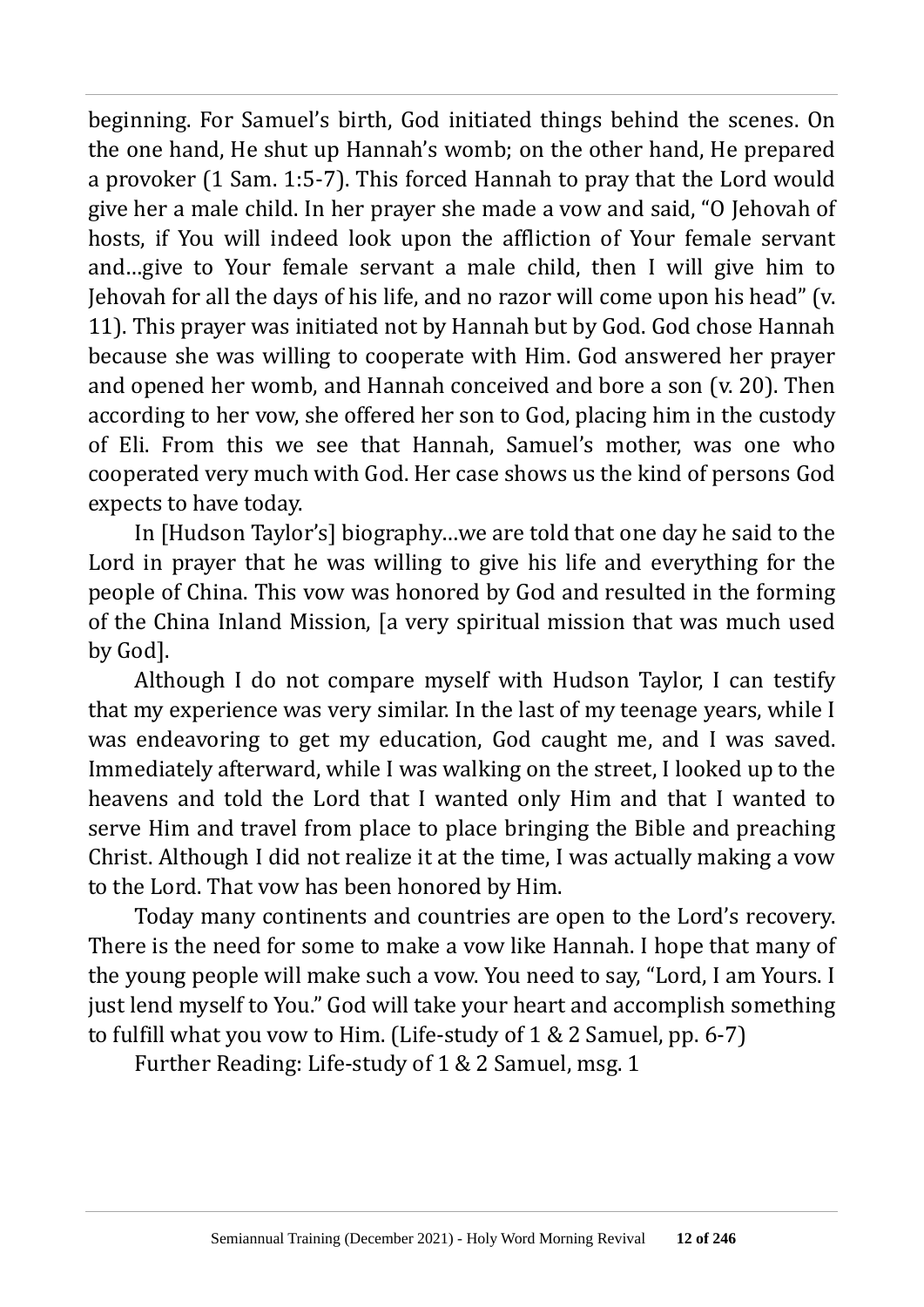beginning. For Samuel's birth, God initiated things behind the scenes. On the one hand, He shut up Hannah's womb; on the other hand, He prepared a provoker (1 Sam. 1:5-7). This forced Hannah to pray that the Lord would give her a male child. In her prayer she made a vow and said, "O Jehovah of hosts, if You will indeed look upon the affliction of Your female servant and…give to Your female servant a male child, then I will give him to Jehovah for all the days of his life, and no razor will come upon his head" (v. 11). This prayer was initiated not by Hannah but by God. God chose Hannah because she was willing to cooperate with Him. God answered her prayer and opened her womb, and Hannah conceived and bore a son (v. 20). Then according to her vow, she offered her son to God, placing him in the custody of Eli. From this we see that Hannah, Samuel's mother, was one who cooperated very much with God. Her case shows us the kind of persons God expects to have today.

In [Hudson Taylor's] biography…we are told that one day he said to the Lord in prayer that he was willing to give his life and everything for the people of China. This vow was honored by God and resulted in the forming of the China Inland Mission, [a very spiritual mission that was much used by God].

Although I do not compare myself with Hudson Taylor, I can testify that my experience was very similar. In the last of my teenage years, while I was endeavoring to get my education, God caught me, and I was saved. Immediately afterward, while I was walking on the street, I looked up to the heavens and told the Lord that I wanted only Him and that I wanted to serve Him and travel from place to place bringing the Bible and preaching Christ. Although I did not realize it at the time, I was actually making a vow to the Lord. That vow has been honored by Him.

Today many continents and countries are open to the Lord's recovery. There is the need for some to make a vow like Hannah. I hope that many of the young people will make such a vow. You need to say, "Lord, I am Yours. I just lend myself to You." God will take your heart and accomplish something to fulfill what you vow to Him. (Life-study of 1 & 2 Samuel, pp. 6-7)

Further Reading: Life-study of 1 & 2 Samuel, msg. 1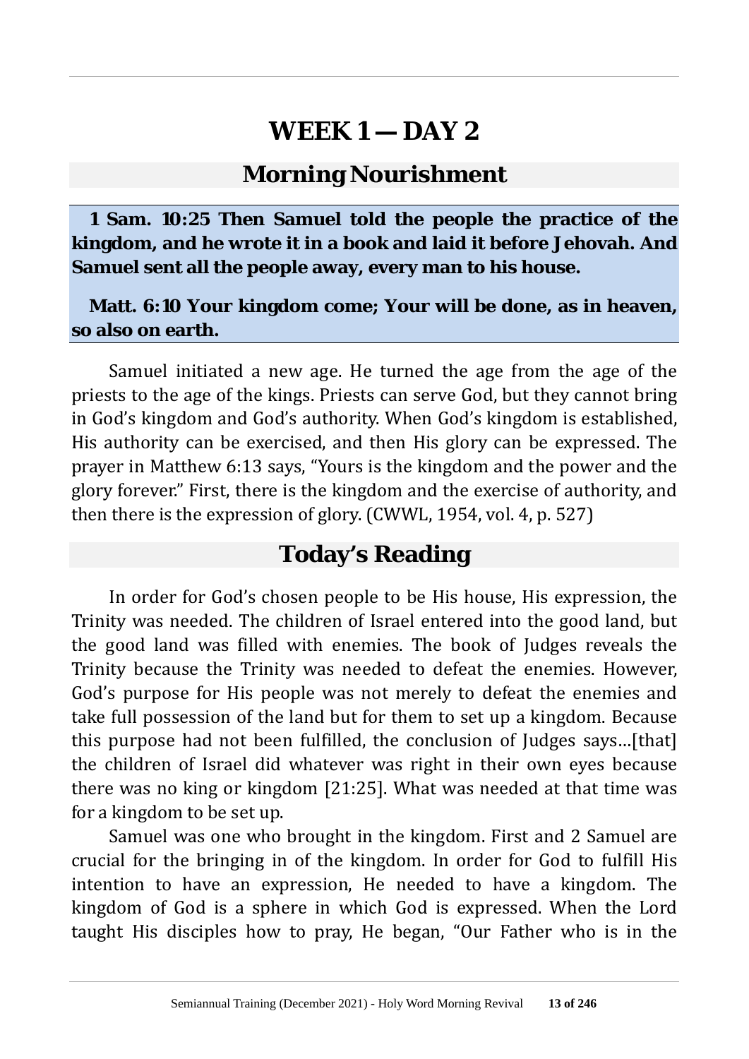# WEEK 1 — DAY 2

## Morning Nourishment

**1 Sam. 10:25 Then Samuel told the people the practice of the kingdom, and he wrote it in a book and laid it before Jehovah. And Samuel sent all the people away, every man to his house.**

**Matt. 6:10 Your kingdom come; Your will be done, as in heaven, so also on earth.**

Samuel initiated a new age. He turned the age from the age of the priests to the age of the kings. Priests can serve God, but they cannot bring in God's kingdom and God's authority. When God's kingdom is established, His authority can be exercised, and then His glory can be expressed. The prayer in Matthew 6:13 says, "Yours is the kingdom and the power and the glory forever." First, there is the kingdom and the exercise of authority, and then there is the expression of glory. (CWWL, 1954, vol. 4, p. 527)

## Today's Reading

In order for God's chosen people to be His house, His expression, the Trinity was needed. The children of Israel entered into the good land, but the good land was filled with enemies. The book of Judges reveals the Trinity because the Trinity was needed to defeat the enemies. However, God's purpose for His people was not merely to defeat the enemies and take full possession of the land but for them to set up a kingdom. Because this purpose had not been fulfilled, the conclusion of Judges says...[that] the children of Israel did whatever was right in their own eyes because there was no king or kingdom [21:25]. What was needed at that time was for a kingdom to be set up.

Samuel was one who brought in the kingdom. First and 2 Samuel are crucial for the bringing in of the kingdom. In order for God to fulfill His intention to have an expression, He needed to have a kingdom. The kingdom of God is a sphere in which God is expressed. When the Lord taught His disciples how to pray, He began, "Our Father who is in the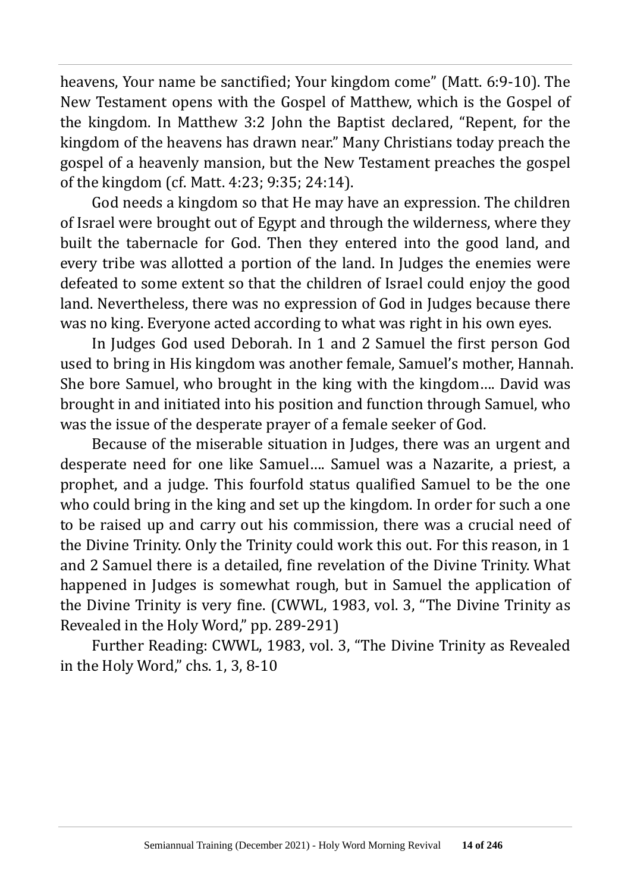heavens, Your name be sanctified; Your kingdom come" (Matt. 6:9-10). The New Testament opens with the Gospel of Matthew, which is the Gospel of the kingdom. In Matthew 3:2 John the Baptist declared, "Repent, for the kingdom of the heavens has drawn near." Many Christians today preach the gospel of a heavenly mansion, but the New Testament preaches the gospel of the kingdom (cf. Matt. 4:23; 9:35; 24:14).

God needs a kingdom so that He may have an expression. The children of Israel were brought out of Egypt and through the wilderness, where they built the tabernacle for God. Then they entered into the good land, and every tribe was allotted a portion of the land. In Judges the enemies were defeated to some extent so that the children of Israel could enjoy the good land. Nevertheless, there was no expression of God in Judges because there was no king. Everyone acted according to what was right in his own eyes.

In Judges God used Deborah. In 1 and 2 Samuel the first person God used to bring in His kingdom was another female, Samuel's mother, Hannah. She bore Samuel, who brought in the king with the kingdom…. David was brought in and initiated into his position and function through Samuel, who was the issue of the desperate prayer of a female seeker of God.

Because of the miserable situation in Judges, there was an urgent and desperate need for one like Samuel…. Samuel was a Nazarite, a priest, a prophet, and a judge. This fourfold status qualified Samuel to be the one who could bring in the king and set up the kingdom. In order for such a one to be raised up and carry out his commission, there was a crucial need of the Divine Trinity. Only the Trinity could work this out. For this reason, in 1 and 2 Samuel there is a detailed, fine revelation of the Divine Trinity. What happened in Judges is somewhat rough, but in Samuel the application of the Divine Trinity is very fine. (CWWL, 1983, vol. 3, "The Divine Trinity as Revealed in the Holy Word," pp. 289-291)

Further Reading: CWWL, 1983, vol. 3, "The Divine Trinity as Revealed in the Holy Word," chs. 1, 3, 8-10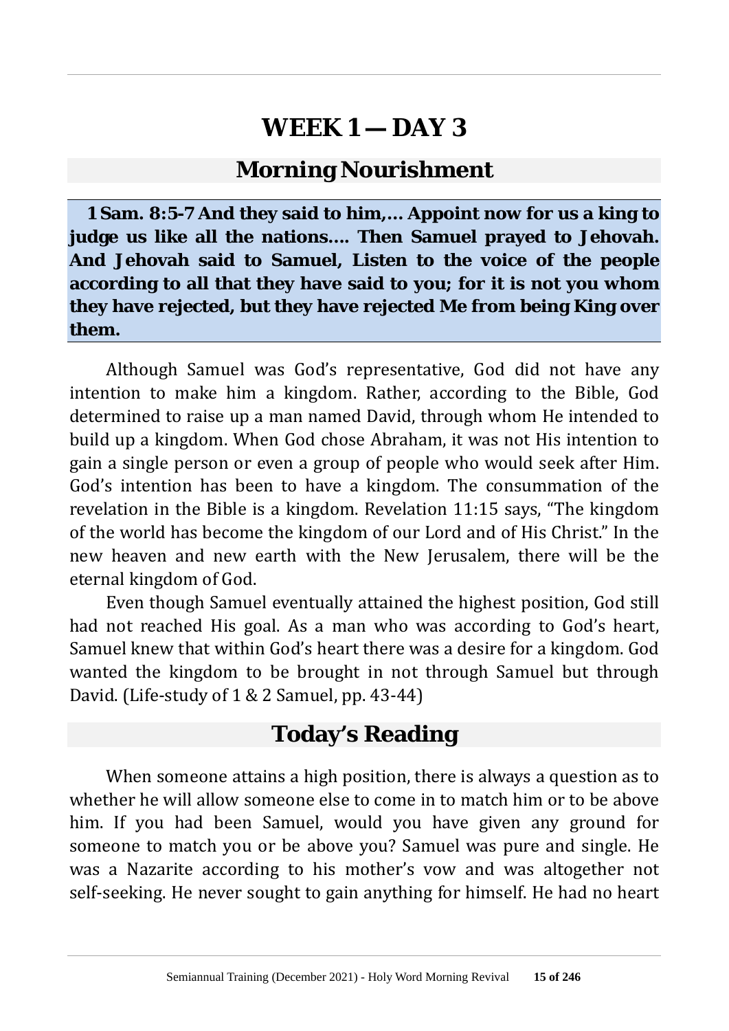# WEEK 1 — DAY 3

## Morning Nourishment

**1 Sam. 8:5-7 And they said to him,… Appoint now for us a king to judge us like all the nations…. Then Samuel prayed to Jehovah. And Jehovah said to Samuel, Listen to the voice of the people according to all that they have said to you; for it is not you whom they have rejected, but they have rejected Me from being King over them.**

Although Samuel was God's representative, God did not have any intention to make him a kingdom. Rather, according to the Bible, God determined to raise up a man named David, through whom He intended to build up a kingdom. When God chose Abraham, it was not His intention to gain a single person or even a group of people who would seek after Him. God's intention has been to have a kingdom. The consummation of the revelation in the Bible is a kingdom. Revelation 11:15 says, "The kingdom of the world has become the kingdom of our Lord and of His Christ." In the new heaven and new earth with the New Jerusalem, there will be the eternal kingdom of God.

Even though Samuel eventually attained the highest position, God still had not reached His goal. As a man who was according to God's heart, Samuel knew that within God's heart there was a desire for a kingdom. God wanted the kingdom to be brought in not through Samuel but through David. (Life-study of 1 & 2 Samuel, pp. 43-44)

## Today's Reading

When someone attains a high position, there is always a question as to whether he will allow someone else to come in to match him or to be above him. If you had been Samuel, would you have given any ground for someone to match you or be above you? Samuel was pure and single. He was a Nazarite according to his mother's vow and was altogether not self-seeking. He never sought to gain anything for himself. He had no heart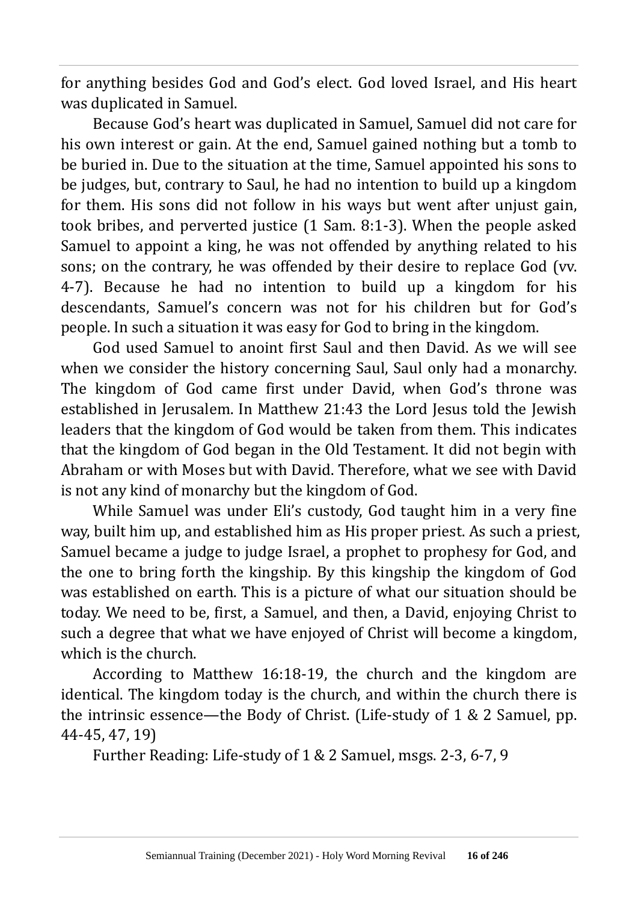for anything besides God and God's elect. God loved Israel, and His heart was duplicated in Samuel.

Because God's heart was duplicated in Samuel, Samuel did not care for his own interest or gain. At the end, Samuel gained nothing but a tomb to be buried in. Due to the situation at the time, Samuel appointed his sons to be judges, but, contrary to Saul, he had no intention to build up a kingdom for them. His sons did not follow in his ways but went after unjust gain, took bribes, and perverted justice (1 Sam. 8:1-3). When the people asked Samuel to appoint a king, he was not offended by anything related to his sons; on the contrary, he was offended by their desire to replace God (vv. 4-7). Because he had no intention to build up a kingdom for his descendants, Samuel's concern was not for his children but for God's people. In such a situation it was easy for God to bring in the kingdom.

God used Samuel to anoint first Saul and then David. As we will see when we consider the history concerning Saul, Saul only had a monarchy. The kingdom of God came first under David, when God's throne was established in Jerusalem. In Matthew 21:43 the Lord Jesus told the Jewish leaders that the kingdom of God would be taken from them. This indicates that the kingdom of God began in the Old Testament. It did not begin with Abraham or with Moses but with David. Therefore, what we see with David is not any kind of monarchy but the kingdom of God.

While Samuel was under Eli's custody, God taught him in a very fine way, built him up, and established him as His proper priest. As such a priest, Samuel became a judge to judge Israel, a prophet to prophesy for God, and the one to bring forth the kingship. By this kingship the kingdom of God was established on earth. This is a picture of what our situation should be today. We need to be, first, a Samuel, and then, a David, enjoying Christ to such a degree that what we have enjoyed of Christ will become a kingdom, which is the church.

According to Matthew 16:18-19, the church and the kingdom are identical. The kingdom today is the church, and within the church there is the intrinsic essence—the Body of Christ. (Life-study of 1 & 2 Samuel, pp. 44-45, 47, 19)

Further Reading: Life-study of 1 & 2 Samuel, msgs. 2-3, 6-7, 9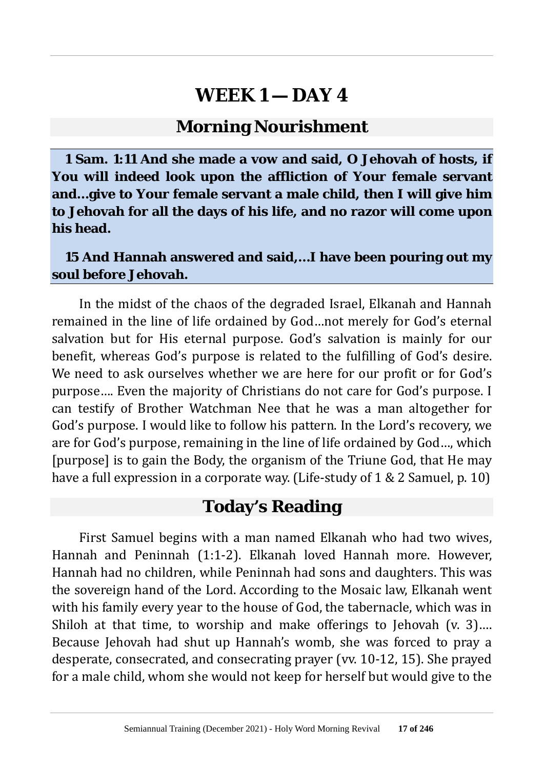# WEEK 1 — DAY 4

## Morning Nourishment

**1 Sam. 1:11 And she made a vow and said, O Jehovah of hosts, if You will indeed look upon the affliction of Your female servant and…give to Your female servant a male child, then I will give him to Jehovah for all the days of his life, and no razor will come upon his head.**

**15 And Hannah answered and said,…I have been pouring out my soul before Jehovah.**

In the midst of the chaos of the degraded Israel, Elkanah and Hannah remained in the line of life ordained by God…not merely for God's eternal salvation but for His eternal purpose. God's salvation is mainly for our benefit, whereas God's purpose is related to the fulfilling of God's desire. We need to ask ourselves whether we are here for our profit or for God's purpose…. Even the majority of Christians do not care for God's purpose. I can testify of Brother Watchman Nee that he was a man altogether for God's purpose. I would like to follow his pattern. In the Lord's recovery, we are for God's purpose, remaining in the line of life ordained by God…, which [purpose] is to gain the Body, the organism of the Triune God, that He may have a full expression in a corporate way. (Life-study of 1 & 2 Samuel, p. 10)

## Today's Reading

First Samuel begins with a man named Elkanah who had two wives, Hannah and Peninnah (1:1-2). Elkanah loved Hannah more. However, Hannah had no children, while Peninnah had sons and daughters. This was the sovereign hand of the Lord. According to the Mosaic law, Elkanah went with his family every year to the house of God, the tabernacle, which was in Shiloh at that time, to worship and make offerings to Jehovah (v. 3)…. Because Jehovah had shut up Hannah's womb, she was forced to pray a desperate, consecrated, and consecrating prayer (vv. 10-12, 15). She prayed for a male child, whom she would not keep for herself but would give to the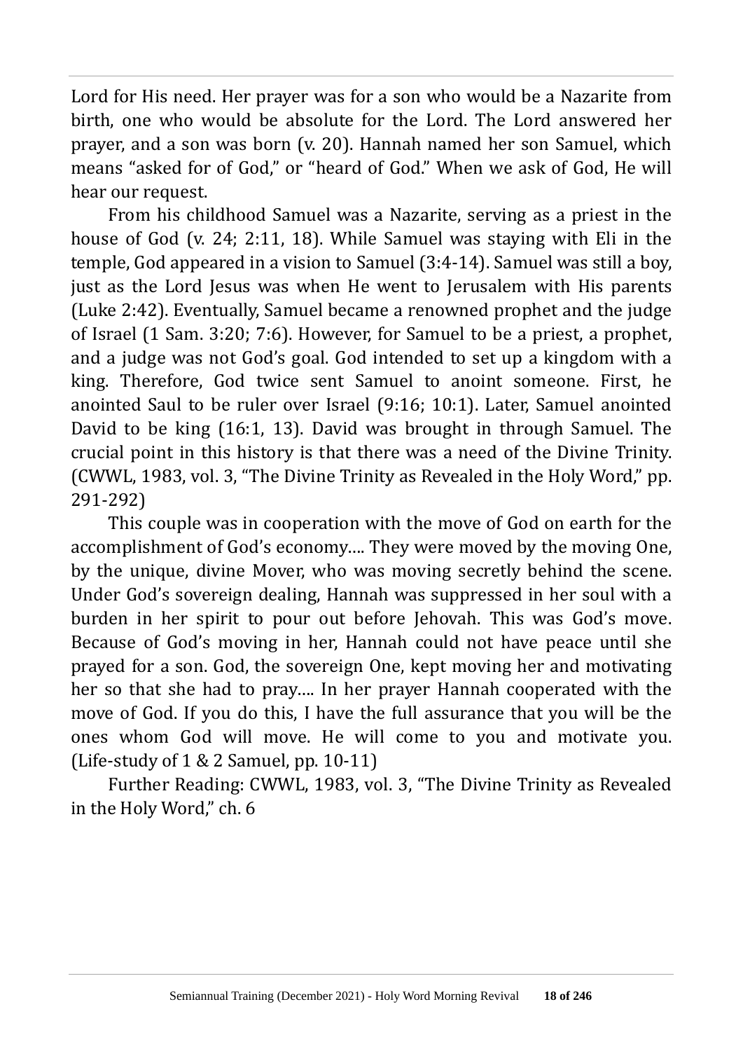Lord for His need. Her prayer was for a son who would be a Nazarite from birth, one who would be absolute for the Lord. The Lord answered her prayer, and a son was born (v. 20). Hannah named her son Samuel, which means "asked for of God," or "heard of God." When we ask of God, He will hear our request.

From his childhood Samuel was a Nazarite, serving as a priest in the house of God (v. 24; 2:11, 18). While Samuel was staying with Eli in the temple, God appeared in a vision to Samuel (3:4-14). Samuel was still a boy, just as the Lord Jesus was when He went to Jerusalem with His parents (Luke 2:42). Eventually, Samuel became a renowned prophet and the judge of Israel (1 Sam. 3:20; 7:6). However, for Samuel to be a priest, a prophet, and a judge was not God's goal. God intended to set up a kingdom with a king. Therefore, God twice sent Samuel to anoint someone. First, he anointed Saul to be ruler over Israel (9:16; 10:1). Later, Samuel anointed David to be king (16:1, 13). David was brought in through Samuel. The crucial point in this history is that there was a need of the Divine Trinity. (CWWL, 1983, vol. 3, "The Divine Trinity as Revealed in the Holy Word," pp. 291-292)

This couple was in cooperation with the move of God on earth for the accomplishment of God's economy…. They were moved by the moving One, by the unique, divine Mover, who was moving secretly behind the scene. Under God's sovereign dealing, Hannah was suppressed in her soul with a burden in her spirit to pour out before Jehovah. This was God's move. Because of God's moving in her, Hannah could not have peace until she prayed for a son. God, the sovereign One, kept moving her and motivating her so that she had to pray…. In her prayer Hannah cooperated with the move of God. If you do this, I have the full assurance that you will be the ones whom God will move. He will come to you and motivate you. (Life-study of 1 & 2 Samuel, pp. 10-11)

Further Reading: CWWL, 1983, vol. 3, "The Divine Trinity as Revealed in the Holy Word," ch. 6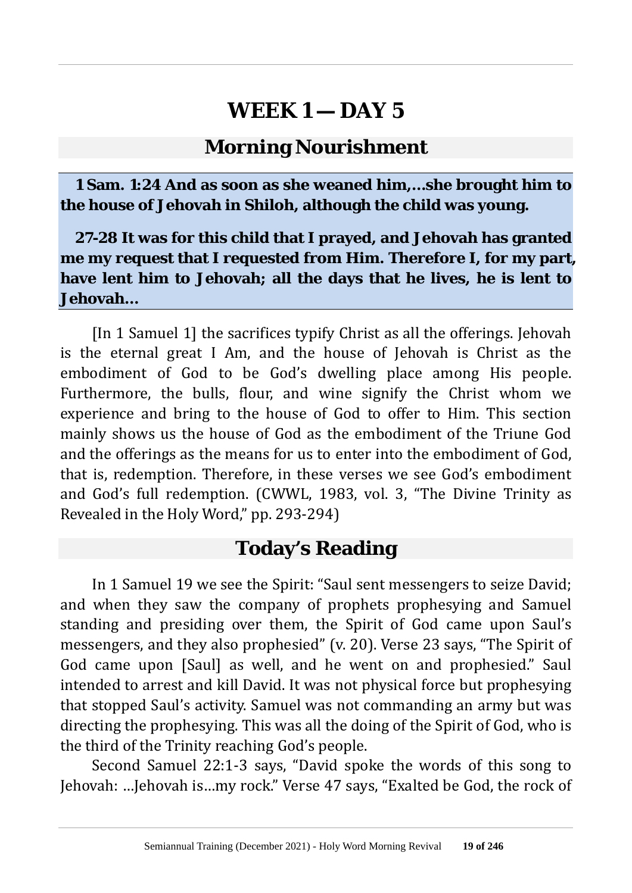# WEEK 1 — DAY 5

## Morning Nourishment

**1 Sam. 1:24 And as soon as she weaned him,…she brought him to the house of Jehovah in Shiloh, although the child was young.**

**27-28 It was for this child that I prayed, and Jehovah has granted me my request that I requested from Him. Therefore I, for my part, have lent him to Jehovah; all the days that he lives, he is lent to Jehovah…**

[In 1 Samuel 1] the sacrifices typify Christ as all the offerings. Jehovah is the eternal great I Am, and the house of Jehovah is Christ as the embodiment of God to be God's dwelling place among His people. Furthermore, the bulls, flour, and wine signify the Christ whom we experience and bring to the house of God to offer to Him. This section mainly shows us the house of God as the embodiment of the Triune God and the offerings as the means for us to enter into the embodiment of God, that is, redemption. Therefore, in these verses we see God's embodiment and God's full redemption. (CWWL, 1983, vol. 3, "The Divine Trinity as Revealed in the Holy Word," pp. 293-294)

## Today's Reading

In 1 Samuel 19 we see the Spirit: "Saul sent messengers to seize David; and when they saw the company of prophets prophesying and Samuel standing and presiding over them, the Spirit of God came upon Saul's messengers, and they also prophesied" (v. 20). Verse 23 says, "The Spirit of God came upon [Saul] as well, and he went on and prophesied." Saul intended to arrest and kill David. It was not physical force but prophesying that stopped Saul's activity. Samuel was not commanding an army but was directing the prophesying. This was all the doing of the Spirit of God, who is the third of the Trinity reaching God's people.

Second Samuel 22:1-3 says, "David spoke the words of this song to Jehovah: …Jehovah is…my rock." Verse 47 says, "Exalted be God, the rock of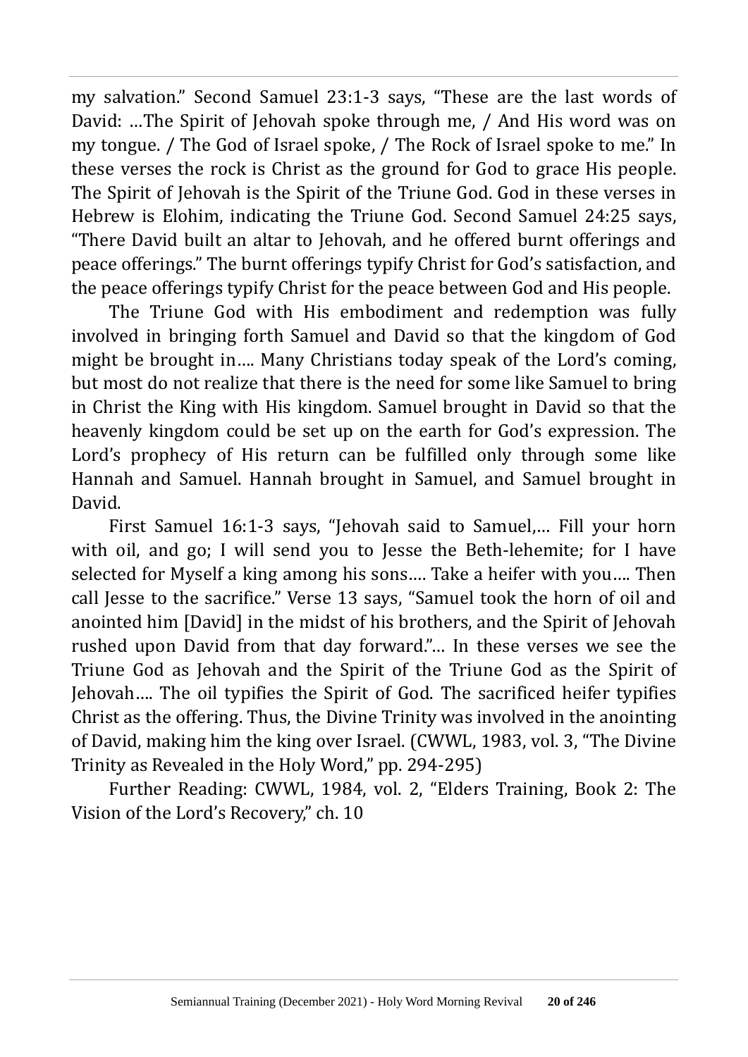my salvation." Second Samuel 23:1-3 says, "These are the last words of David: …The Spirit of Jehovah spoke through me, / And His word was on my tongue. / The God of Israel spoke, / The Rock of Israel spoke to me." In these verses the rock is Christ as the ground for God to grace His people. The Spirit of Jehovah is the Spirit of the Triune God. God in these verses in Hebrew is Elohim, indicating the Triune God. Second Samuel 24:25 says, "There David built an altar to Jehovah, and he offered burnt offerings and peace offerings." The burnt offerings typify Christ for God's satisfaction, and the peace offerings typify Christ for the peace between God and His people.

The Triune God with His embodiment and redemption was fully involved in bringing forth Samuel and David so that the kingdom of God might be brought in…. Many Christians today speak of the Lord's coming, but most do not realize that there is the need for some like Samuel to bring in Christ the King with His kingdom. Samuel brought in David so that the heavenly kingdom could be set up on the earth for God's expression. The Lord's prophecy of His return can be fulfilled only through some like Hannah and Samuel. Hannah brought in Samuel, and Samuel brought in David.

First Samuel 16:1-3 says, "Jehovah said to Samuel,… Fill your horn with oil, and go; I will send you to Jesse the Beth-lehemite; for I have selected for Myself a king among his sons…. Take a heifer with you…. Then call Jesse to the sacrifice." Verse 13 says, "Samuel took the horn of oil and anointed him [David] in the midst of his brothers, and the Spirit of Jehovah rushed upon David from that day forward."… In these verses we see the Triune God as Jehovah and the Spirit of the Triune God as the Spirit of Jehovah…. The oil typifies the Spirit of God. The sacrificed heifer typifies Christ as the offering. Thus, the Divine Trinity was involved in the anointing of David, making him the king over Israel. (CWWL, 1983, vol. 3, "The Divine Trinity as Revealed in the Holy Word," pp. 294-295)

Further Reading: CWWL, 1984, vol. 2, "Elders Training, Book 2: The Vision of the Lord's Recovery," ch. 10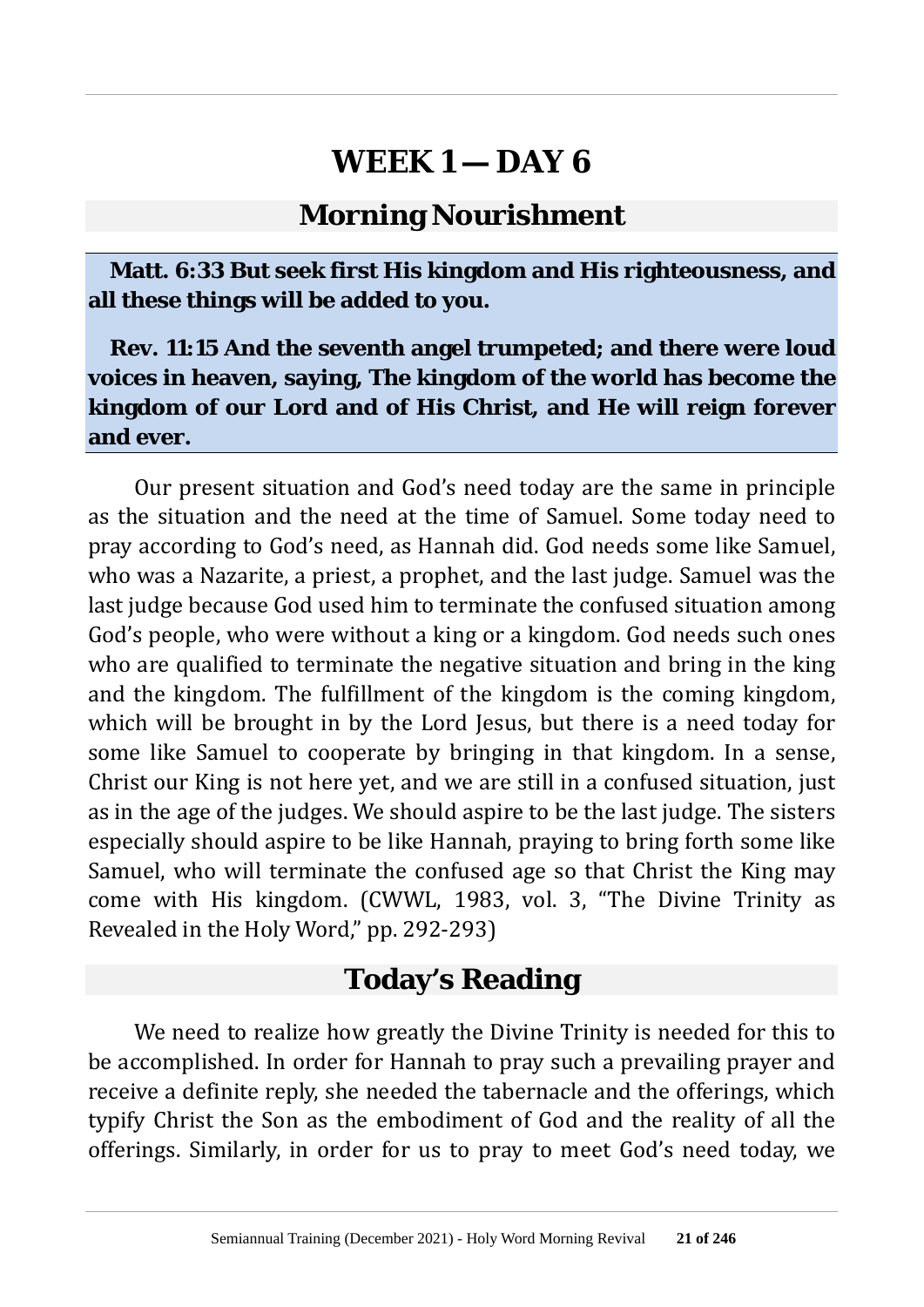# WEEK 1 — DAY 6

## Morning Nourishment

**Matt. 6:33 But seek first His kingdom and His righteousness, and all these things will be added to you.**

**Rev. 11:15 And the seventh angel trumpeted; and there were loud voices in heaven, saying, The kingdom of the world has become the kingdom of our Lord and of His Christ, and He will reign forever and ever.**

Our present situation and God's need today are the same in principle as the situation and the need at the time of Samuel. Some today need to pray according to God's need, as Hannah did. God needs some like Samuel, who was a Nazarite, a priest, a prophet, and the last judge. Samuel was the last judge because God used him to terminate the confused situation among God's people, who were without a king or a kingdom. God needs such ones who are qualified to terminate the negative situation and bring in the king and the kingdom. The fulfillment of the kingdom is the coming kingdom, which will be brought in by the Lord Jesus, but there is a need today for some like Samuel to cooperate by bringing in that kingdom. In a sense, Christ our King is not here yet, and we are still in a confused situation, just as in the age of the judges. We should aspire to be the last judge. The sisters especially should aspire to be like Hannah, praying to bring forth some like Samuel, who will terminate the confused age so that Christ the King may come with His kingdom. (CWWL, 1983, vol. 3, "The Divine Trinity as Revealed in the Holy Word," pp. 292-293)

## Today's Reading

We need to realize how greatly the Divine Trinity is needed for this to be accomplished. In order for Hannah to pray such a prevailing prayer and receive a definite reply, she needed the tabernacle and the offerings, which typify Christ the Son as the embodiment of God and the reality of all the offerings. Similarly, in order for us to pray to meet God's need today, we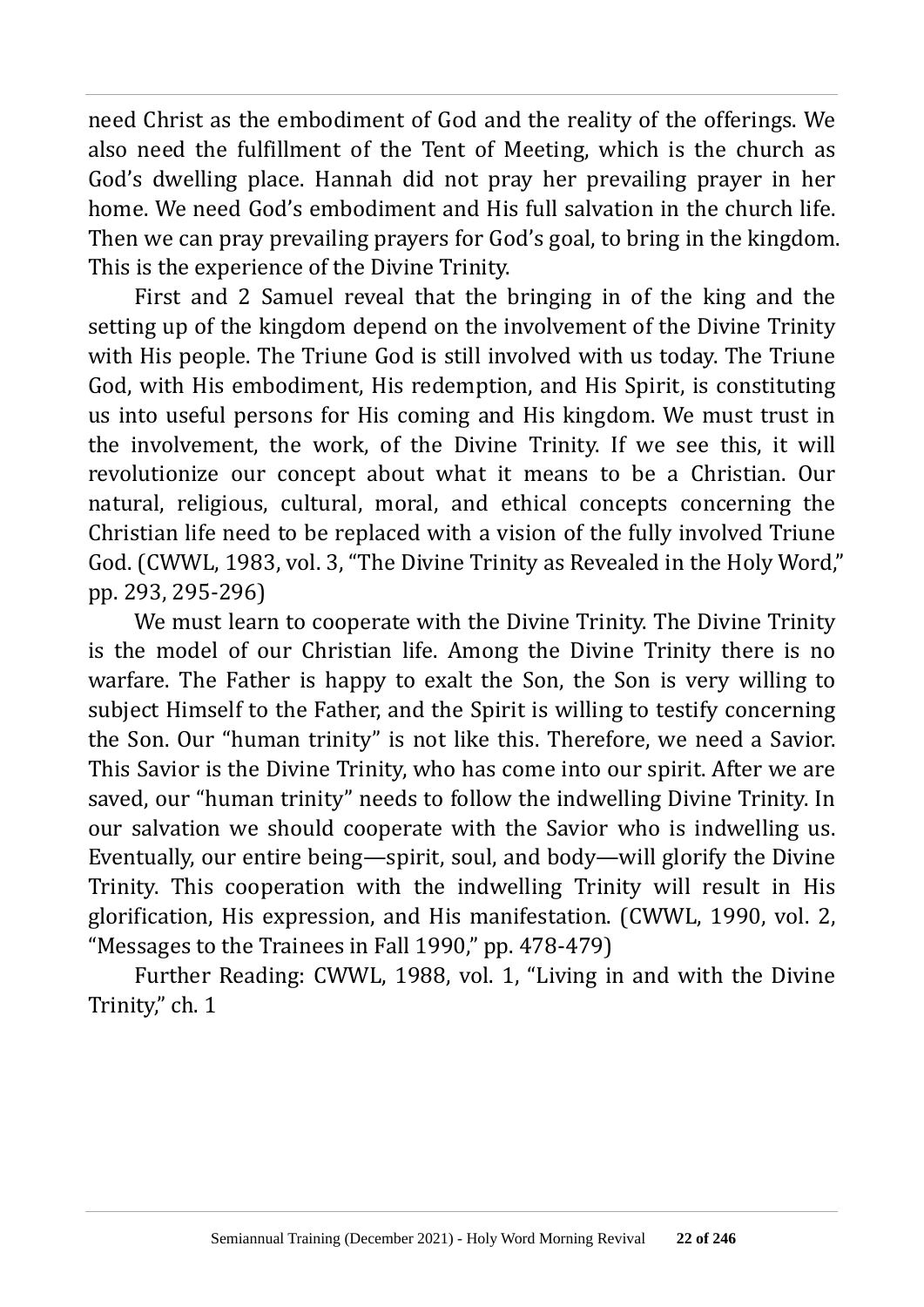need Christ as the embodiment of God and the reality of the offerings. We also need the fulfillment of the Tent of Meeting, which is the church as God's dwelling place. Hannah did not pray her prevailing prayer in her home. We need God's embodiment and His full salvation in the church life. Then we can pray prevailing prayers for God's goal, to bring in the kingdom. This is the experience of the Divine Trinity.

First and 2 Samuel reveal that the bringing in of the king and the setting up of the kingdom depend on the involvement of the Divine Trinity with His people. The Triune God is still involved with us today. The Triune God, with His embodiment, His redemption, and His Spirit, is constituting us into useful persons for His coming and His kingdom. We must trust in the involvement, the work, of the Divine Trinity. If we see this, it will revolutionize our concept about what it means to be a Christian. Our natural, religious, cultural, moral, and ethical concepts concerning the Christian life need to be replaced with a vision of the fully involved Triune God. (CWWL, 1983, vol. 3, "The Divine Trinity as Revealed in the Holy Word," pp. 293, 295-296)

We must learn to cooperate with the Divine Trinity. The Divine Trinity is the model of our Christian life. Among the Divine Trinity there is no warfare. The Father is happy to exalt the Son, the Son is very willing to subject Himself to the Father, and the Spirit is willing to testify concerning the Son. Our "human trinity" is not like this. Therefore, we need a Savior. This Savior is the Divine Trinity, who has come into our spirit. After we are saved, our "human trinity" needs to follow the indwelling Divine Trinity. In our salvation we should cooperate with the Savior who is indwelling us. Eventually, our entire being—spirit, soul, and body—will glorify the Divine Trinity. This cooperation with the indwelling Trinity will result in His glorification, His expression, and His manifestation. (CWWL, 1990, vol. 2, "Messages to the Trainees in Fall 1990," pp. 478-479)

Further Reading: CWWL, 1988, vol. 1, "Living in and with the Divine Trinity," ch. 1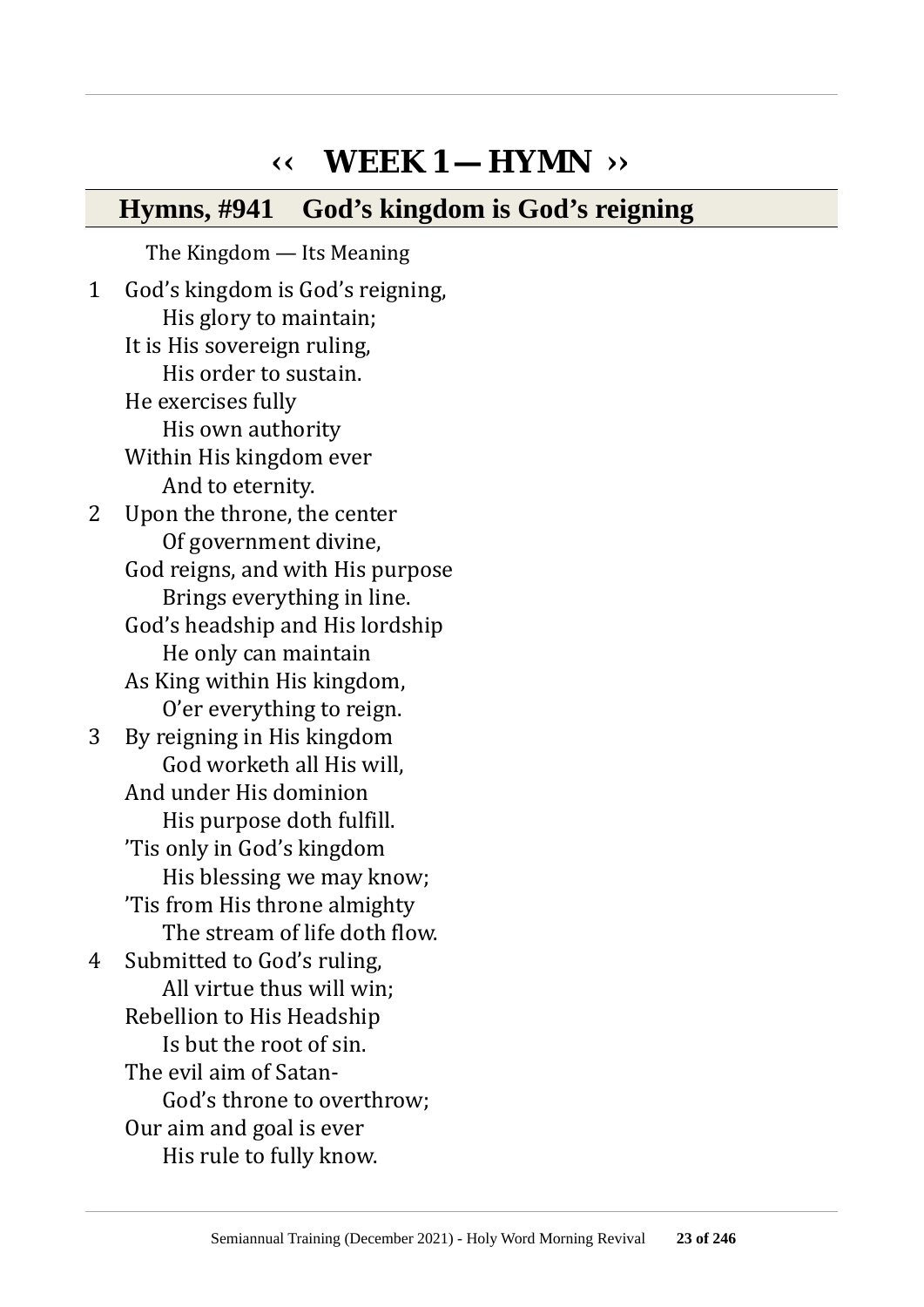# ‹‹ WEEK 1 — HYMN ››

## Hymns, #941 God's kingdom is God's reigning

The Kingdom — Its Meaning

1 God's kingdom is God's reigning,
   His glory to maintain;
It is His sovereign ruling,
   His order to sustain.
He exercises fully
   His own authority
Within His kingdom ever
   And to eternity.

2 Upon the throne, the center
   Of government divine,
God reigns, and with His purpose
   Brings everything in line.
God's headship and His lordship
   He only can maintain
As King within His kingdom,
   O'er everything to reign.

3 By reigning in His kingdom
   God worketh all His will,
And under His dominion
   His purpose doth fulfill.
'Tis only in God's kingdom
   His blessing we may know;
'Tis from His throne almighty
   The stream of life doth flow.

4 Submitted to God's ruling,
   All virtue thus will win;
Rebellion to His Headship
   Is but the root of sin.
The evil aim of Satan-
   God's throne to overthrow;
Our aim and goal is ever
   His rule to fully know.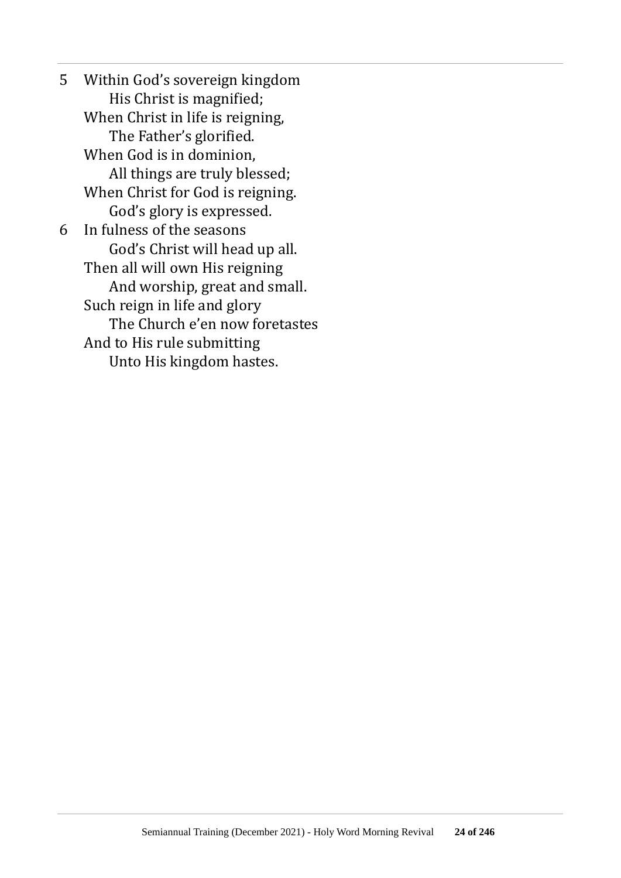5 Within God's sovereign kingdom  
    His Christ is magnified;  
  When Christ in life is reigning,  
    The Father's glorified.  
  When God is in dominion,  
    All things are truly blessed;  
  When Christ for God is reigning.  
    God's glory is expressed.

6 In fulness of the seasons  
    God's Christ will head up all.  
  Then all will own His reigning  
    And worship, great and small.  
  Such reign in life and glory  
    The Church e'en now foretastes  
  And to His rule submitting  
    Unto His kingdom hastes.